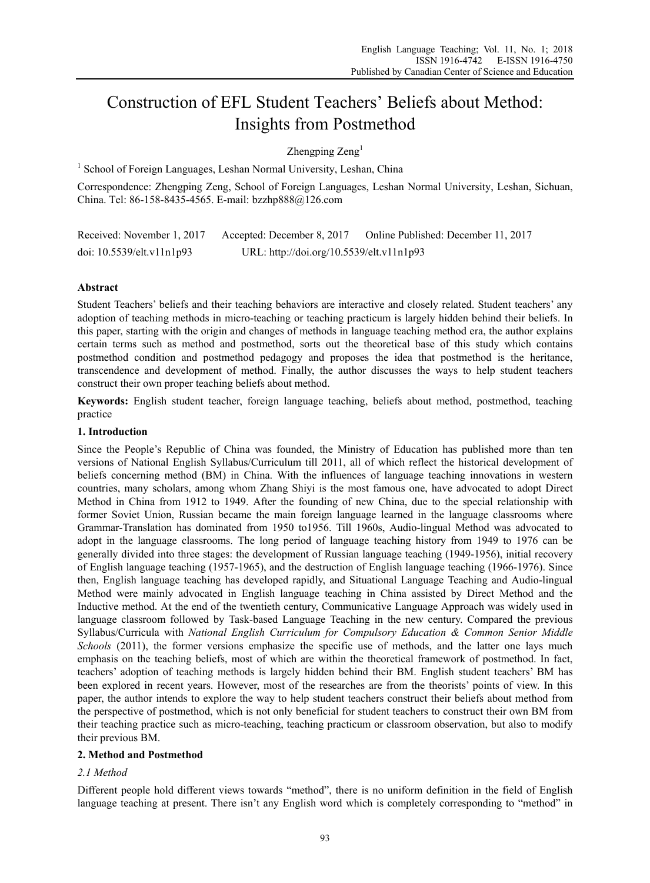# Construction of EFL Student Teachers' Beliefs about Method: Insights from Postmethod

Zhengping Zeng[1]

[1] School of Foreign Languages, Leshan Normal University, Leshan, China

Correspondence: Zhengping Zeng, School of Foreign Languages, Leshan Normal University, Leshan, Sichuan, China. Tel: 86-158-8435-4565. E-mail: bzzhp888@126.com

Received: November 1, 2017 Accepted: December 8, 2017 Online Published: December 11, 2017

doi: 10.5539/elt.v11n1p93 URL: http://doi.org/10.5539/elt.v11n1p93

**Abstract**

Student Teachers' beliefs and their teaching behaviors are interactive and closely related. Student teachers' any adoption of teaching methods in micro-teaching or teaching practicum is largely hidden behind their beliefs. In this paper, starting with the origin and changes of methods in language teaching method era, the author explains certain terms such as method and postmethod, sorts out the theoretical base of this study which contains postmethod condition and postmethod pedagogy and proposes the idea that postmethod is the heritance, transcendence and development of method. Finally, the author discusses the ways to help student teachers construct their own proper teaching beliefs about method.

**Keywords:** English student teacher, foreign language teaching, beliefs about method, postmethod, teaching practice

## 1. Introduction

Since the People's Republic of China was founded, the Ministry of Education has published more than ten versions of National English Syllabus/Curriculum till 2011, all of which reflect the historical development of beliefs concerning method (BM) in China. With the influences of language teaching innovations in western countries, many scholars, among whom Zhang Shiyi is the most famous one, have advocated to adopt Direct Method in China from 1912 to 1949. After the founding of new China, due to the special relationship with former Soviet Union, Russian became the main foreign language learned in the language classrooms where Grammar-Translation has dominated from 1950 to1956. Till 1960s, Audio-lingual Method was advocated to adopt in the language classrooms. The long period of language teaching history from 1949 to 1976 can be generally divided into three stages: the development of Russian language teaching (1949-1956), initial recovery of English language teaching (1957-1965), and the destruction of English language teaching (1966-1976). Since then, English language teaching has developed rapidly, and Situational Language Teaching and Audio-lingual Method were mainly advocated in English language teaching in China assisted by Direct Method and the Inductive method. At the end of the twentieth century, Communicative Language Approach was widely used in language classroom followed by Task-based Language Teaching in the new century. Compared the previous Syllabus/Curricula with *National English Curriculum for Compulsory Education & Common Senior Middle Schools* (2011), the former versions emphasize the specific use of methods, and the latter one lays much emphasis on the teaching beliefs, most of which are within the theoretical framework of postmethod. In fact, teachers' adoption of teaching methods is largely hidden behind their BM. English student teachers' BM has been explored in recent years. However, most of the researches are from the theorists' points of view. In this paper, the author intends to explore the way to help student teachers construct their beliefs about method from the perspective of postmethod, which is not only beneficial for student teachers to construct their own BM from their teaching practice such as micro-teaching, teaching practicum or classroom observation, but also to modify their previous BM.

## 2. Method and Postmethod

### *2.1 Method*

Different people hold different views towards "method", there is no uniform definition in the field of English language teaching at present. There isn't any English word which is completely corresponding to "method" in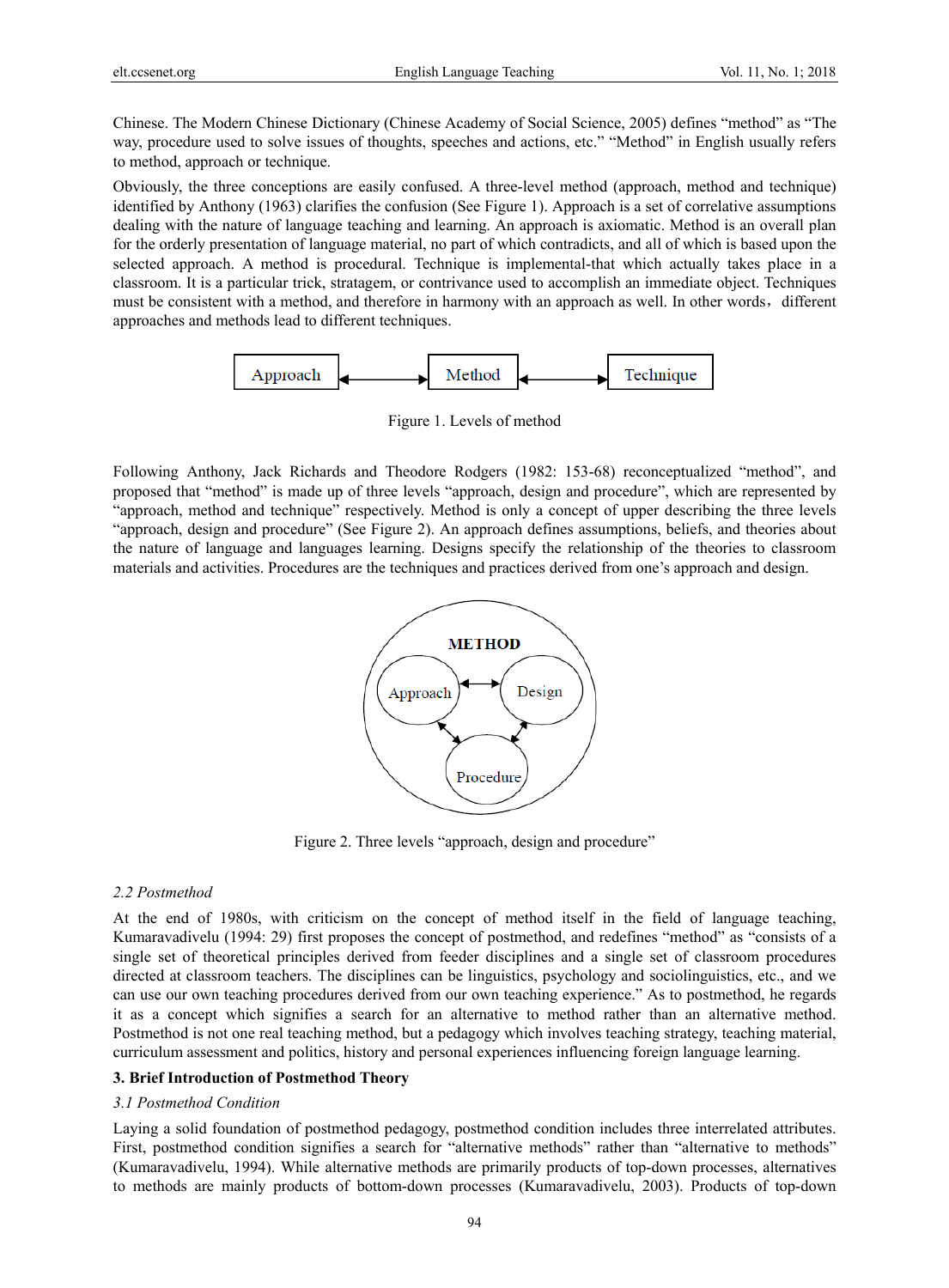Chinese. The Modern Chinese Dictionary (Chinese Academy of Social Science, 2005) defines "method" as "The way, procedure used to solve issues of thoughts, speeches and actions, etc." "Method" in English usually refers to method, approach or technique.

Obviously, the three conceptions are easily confused. A three-level method (approach, method and technique) identified by Anthony (1963) clarifies the confusion (See Figure 1). Approach is a set of correlative assumptions dealing with the nature of language teaching and learning. An approach is axiomatic. Method is an overall plan for the orderly presentation of language material, no part of which contradicts, and all of which is based upon the selected approach. A method is procedural. Technique is implemental-that which actually takes place in a classroom. It is a particular trick, stratagem, or contrivance used to accomplish an immediate object. Techniques must be consistent with a method, and therefore in harmony with an approach as well. In other words，different approaches and methods lead to different techniques.

Approach ⟷ Method ⟷ Technique

Figure 1. Levels of method

Following Anthony, Jack Richards and Theodore Rodgers (1982: 153-68) reconceptualized "method", and proposed that "method" is made up of three levels "approach, design and procedure", which are represented by "approach, method and technique" respectively. Method is only a concept of upper describing the three levels "approach, design and procedure" (See Figure 2). An approach defines assumptions, beliefs, and theories about the nature of language and languages learning. Designs specify the relationship of the theories to classroom materials and activities. Procedures are the techniques and practices derived from one's approach and design.

METHOD: Approach ⟷ Design; Approach ⟷ Procedure; Design ⟷ Procedure

Figure 2. Three levels "approach, design and procedure"

### *2.2 Postmethod*

At the end of 1980s, with criticism on the concept of method itself in the field of language teaching, Kumaravadivelu (1994: 29) first proposes the concept of postmethod, and redefines "method" as "consists of a single set of theoretical principles derived from feeder disciplines and a single set of classroom procedures directed at classroom teachers. The disciplines can be linguistics, psychology and sociolinguistics, etc., and we can use our own teaching procedures derived from our own teaching experience." As to postmethod, he regards it as a concept which signifies a search for an alternative to method rather than an alternative method. Postmethod is not one real teaching method, but a pedagogy which involves teaching strategy, teaching material, curriculum assessment and politics, history and personal experiences influencing foreign language learning.

## **3. Brief Introduction of Postmethod Theory**

### *3.1 Postmethod Condition*

Laying a solid foundation of postmethod pedagogy, postmethod condition includes three interrelated attributes. First, postmethod condition signifies a search for "alternative methods" rather than "alternative to methods" (Kumaravadivelu, 1994). While alternative methods are primarily products of top-down processes, alternatives to methods are mainly products of bottom-down processes (Kumaravadivelu, 2003). Products of top-down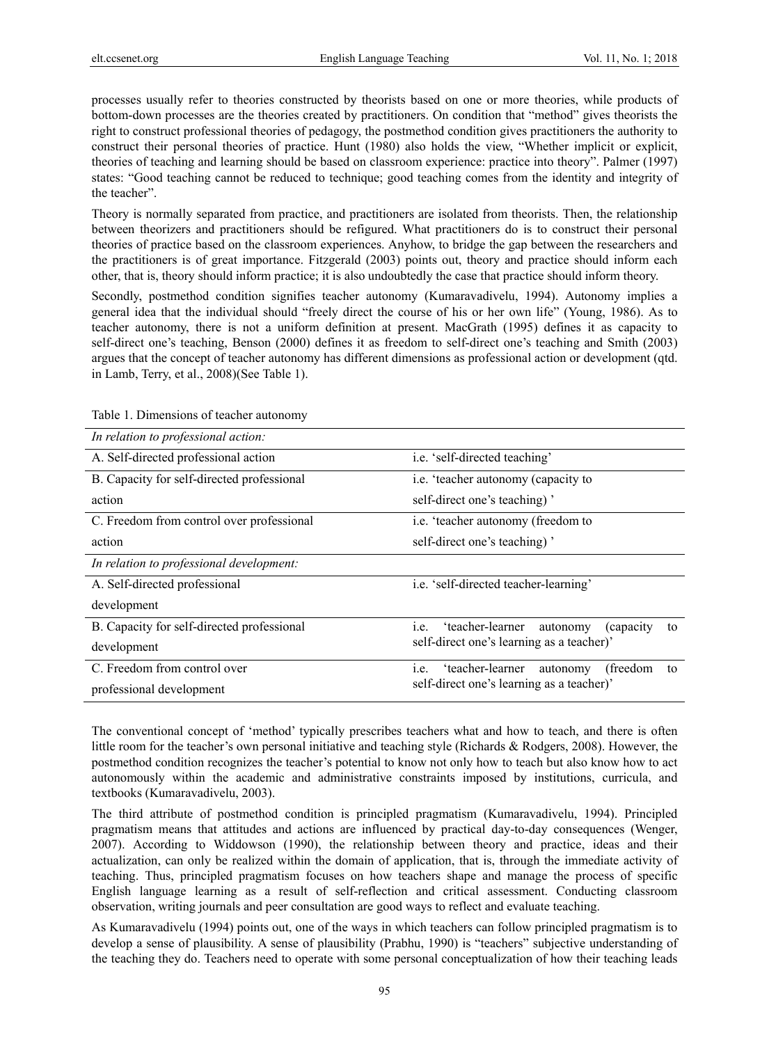processes usually refer to theories constructed by theorists based on one or more theories, while products of bottom-down processes are the theories created by practitioners. On condition that "method" gives theorists the right to construct professional theories of pedagogy, the postmethod condition gives practitioners the authority to construct their personal theories of practice. Hunt (1980) also holds the view, "Whether implicit or explicit, theories of teaching and learning should be based on classroom experience: practice into theory". Palmer (1997) states: "Good teaching cannot be reduced to technique; good teaching comes from the identity and integrity of the teacher".

Theory is normally separated from practice, and practitioners are isolated from theorists. Then, the relationship between theorizers and practitioners should be refigured. What practitioners do is to construct their personal theories of practice based on the classroom experiences. Anyhow, to bridge the gap between the researchers and the practitioners is of great importance. Fitzgerald (2003) points out, theory and practice should inform each other, that is, theory should inform practice; it is also undoubtedly the case that practice should inform theory.

Secondly, postmethod condition signifies teacher autonomy (Kumaravadivelu, 1994). Autonomy implies a general idea that the individual should "freely direct the course of his or her own life" (Young, 1986). As to teacher autonomy, there is not a uniform definition at present. MacGrath (1995) defines it as capacity to self-direct one's teaching, Benson (2000) defines it as freedom to self-direct one's teaching and Smith (2003) argues that the concept of teacher autonomy has different dimensions as professional action or development (qtd. in Lamb, Terry, et al., 2008)(See Table 1).

Table 1. Dimensions of teacher autonomy

| *In relation to professional action:* | |
|---|---|
| A. Self-directed professional action | i.e. 'self-directed teaching' |
| B. Capacity for self-directed professional action | i.e. 'teacher autonomy (capacity to self-direct one's teaching) ' |
| C. Freedom from control over professional action | i.e. 'teacher autonomy (freedom to self-direct one's teaching) ' |
| *In relation to professional development:* | |
| A. Self-directed professional development | i.e. 'self-directed teacher-learning' |
| B. Capacity for self-directed professional development | i.e. 'teacher-learner autonomy (capacity to self-direct one's learning as a teacher)' |
| C. Freedom from control over professional development | i.e. 'teacher-learner autonomy (freedom to self-direct one's learning as a teacher)' |

The conventional concept of 'method' typically prescribes teachers what and how to teach, and there is often little room for the teacher's own personal initiative and teaching style (Richards & Rodgers, 2008). However, the postmethod condition recognizes the teacher's potential to know not only how to teach but also know how to act autonomously within the academic and administrative constraints imposed by institutions, curricula, and textbooks (Kumaravadivelu, 2003).

The third attribute of postmethod condition is principled pragmatism (Kumaravadivelu, 1994). Principled pragmatism means that attitudes and actions are influenced by practical day-to-day consequences (Wenger, 2007). According to Widdowson (1990), the relationship between theory and practice, ideas and their actualization, can only be realized within the domain of application, that is, through the immediate activity of teaching. Thus, principled pragmatism focuses on how teachers shape and manage the process of specific English language learning as a result of self-reflection and critical assessment. Conducting classroom observation, writing journals and peer consultation are good ways to reflect and evaluate teaching.

As Kumaravadivelu (1994) points out, one of the ways in which teachers can follow principled pragmatism is to develop a sense of plausibility. A sense of plausibility (Prabhu, 1990) is "teachers" subjective understanding of the teaching they do. Teachers need to operate with some personal conceptualization of how their teaching leads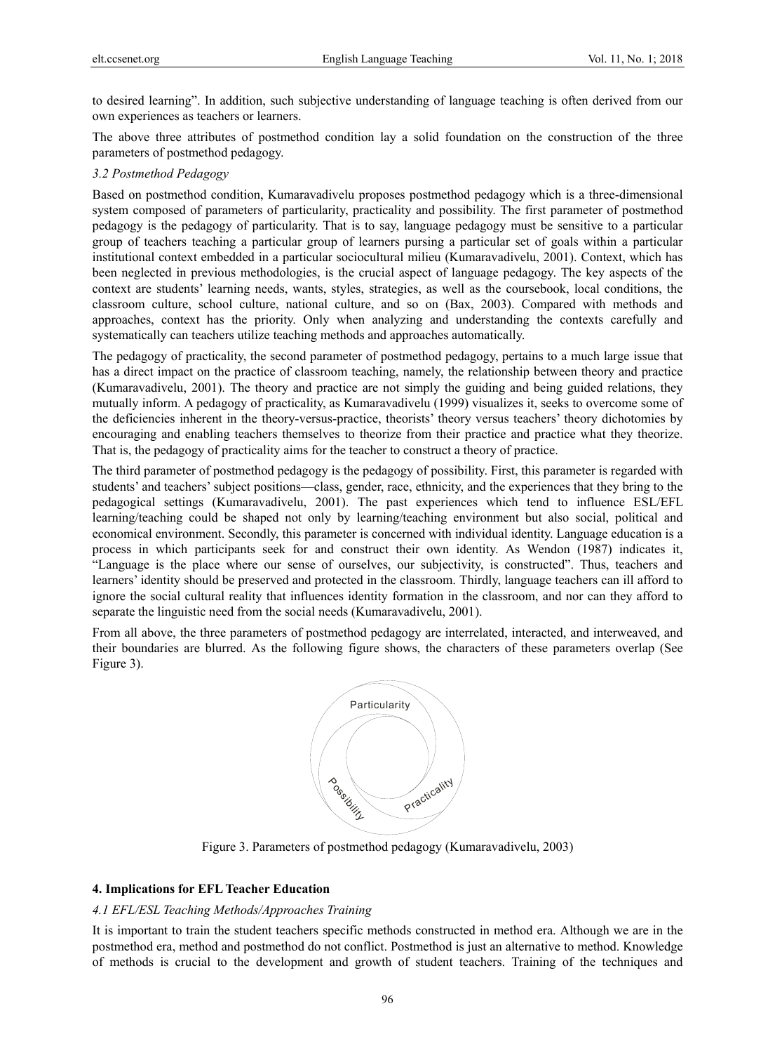to desired learning". In addition, such subjective understanding of language teaching is often derived from our own experiences as teachers or learners.

The above three attributes of postmethod condition lay a solid foundation on the construction of the three parameters of postmethod pedagogy.

### *3.2 Postmethod Pedagogy*

Based on postmethod condition, Kumaravadivelu proposes postmethod pedagogy which is a three-dimensional system composed of parameters of particularity, practicality and possibility. The first parameter of postmethod pedagogy is the pedagogy of particularity. That is to say, language pedagogy must be sensitive to a particular group of teachers teaching a particular group of learners pursing a particular set of goals within a particular institutional context embedded in a particular sociocultural milieu (Kumaravadivelu, 2001). Context, which has been neglected in previous methodologies, is the crucial aspect of language pedagogy. The key aspects of the context are students' learning needs, wants, styles, strategies, as well as the coursebook, local conditions, the classroom culture, school culture, national culture, and so on (Bax, 2003). Compared with methods and approaches, context has the priority. Only when analyzing and understanding the contexts carefully and systematically can teachers utilize teaching methods and approaches automatically.

The pedagogy of practicality, the second parameter of postmethod pedagogy, pertains to a much large issue that has a direct impact on the practice of classroom teaching, namely, the relationship between theory and practice (Kumaravadivelu, 2001). The theory and practice are not simply the guiding and being guided relations, they mutually inform. A pedagogy of practicality, as Kumaravadivelu (1999) visualizes it, seeks to overcome some of the deficiencies inherent in the theory-versus-practice, theorists' theory versus teachers' theory dichotomies by encouraging and enabling teachers themselves to theorize from their practice and practice what they theorize. That is, the pedagogy of practicality aims for the teacher to construct a theory of practice.

The third parameter of postmethod pedagogy is the pedagogy of possibility. First, this parameter is regarded with students' and teachers' subject positions—class, gender, race, ethnicity, and the experiences that they bring to the pedagogical settings (Kumaravadivelu, 2001). The past experiences which tend to influence ESL/EFL learning/teaching could be shaped not only by learning/teaching environment but also social, political and economical environment. Secondly, this parameter is concerned with individual identity. Language education is a process in which participants seek for and construct their own identity. As Wendon (1987) indicates it, "Language is the place where our sense of ourselves, our subjectivity, is constructed". Thus, teachers and learners' identity should be preserved and protected in the classroom. Thirdly, language teachers can ill afford to ignore the social cultural reality that influences identity formation in the classroom, and nor can they afford to separate the linguistic need from the social needs (Kumaravadivelu, 2001).

From all above, the three parameters of postmethod pedagogy are interrelated, interacted, and interweaved, and their boundaries are blurred. As the following figure shows, the characters of these parameters overlap (See Figure 3).

Particularity

Possibility

Practicality

Figure 3. Parameters of postmethod pedagogy (Kumaravadivelu, 2003)

## **4. Implications for EFL Teacher Education**

### *4.1 EFL/ESL Teaching Methods/Approaches Training*

It is important to train the student teachers specific methods constructed in method era. Although we are in the postmethod era, method and postmethod do not conflict. Postmethod is just an alternative to method. Knowledge of methods is crucial to the development and growth of student teachers. Training of the techniques and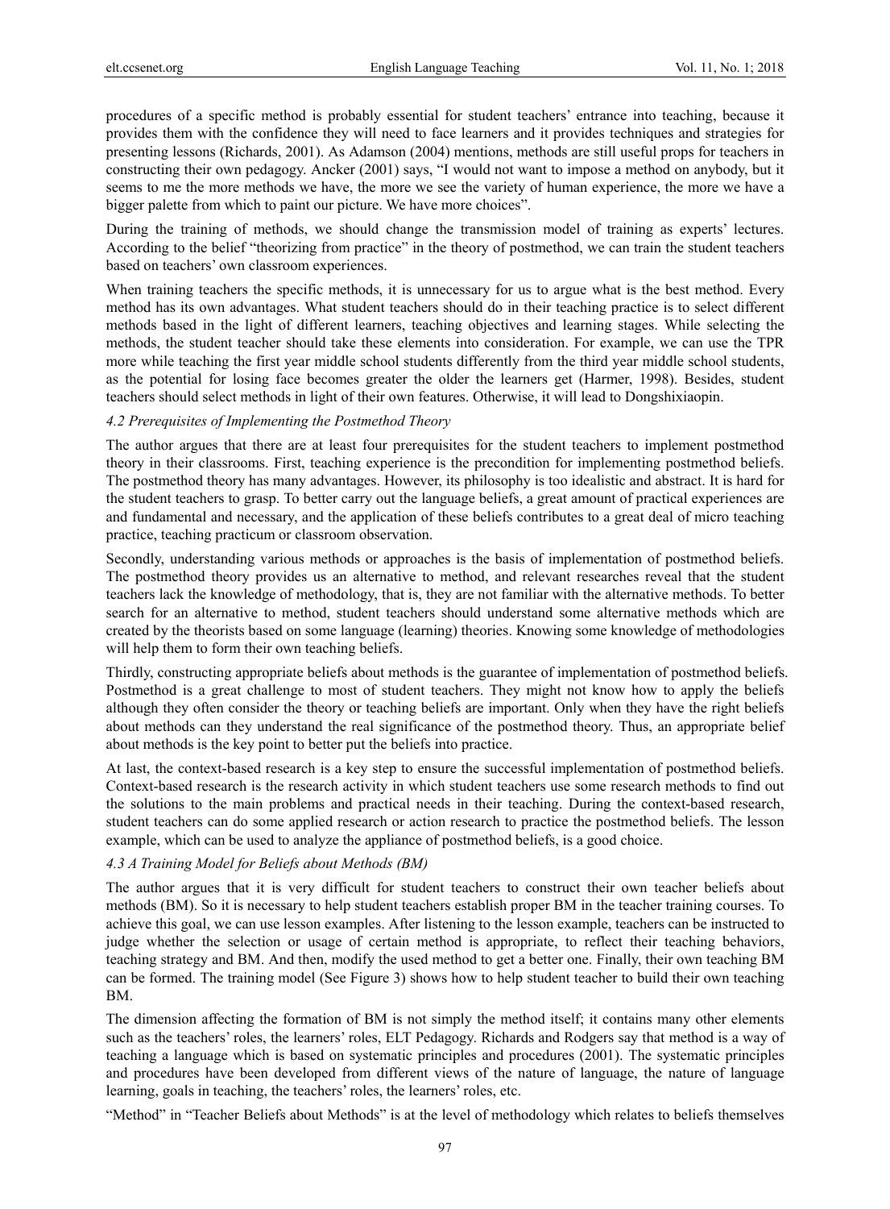procedures of a specific method is probably essential for student teachers' entrance into teaching, because it provides them with the confidence they will need to face learners and it provides techniques and strategies for presenting lessons (Richards, 2001). As Adamson (2004) mentions, methods are still useful props for teachers in constructing their own pedagogy. Ancker (2001) says, "I would not want to impose a method on anybody, but it seems to me the more methods we have, the more we see the variety of human experience, the more we have a bigger palette from which to paint our picture. We have more choices".

During the training of methods, we should change the transmission model of training as experts' lectures. According to the belief "theorizing from practice" in the theory of postmethod, we can train the student teachers based on teachers' own classroom experiences.

When training teachers the specific methods, it is unnecessary for us to argue what is the best method. Every method has its own advantages. What student teachers should do in their teaching practice is to select different methods based in the light of different learners, teaching objectives and learning stages. While selecting the methods, the student teacher should take these elements into consideration. For example, we can use the TPR more while teaching the first year middle school students differently from the third year middle school students, as the potential for losing face becomes greater the older the learners get (Harmer, 1998). Besides, student teachers should select methods in light of their own features. Otherwise, it will lead to Dongshixiaopin.

### 4.2 Prerequisites of Implementing the Postmethod Theory

The author argues that there are at least four prerequisites for the student teachers to implement postmethod theory in their classrooms. First, teaching experience is the precondition for implementing postmethod beliefs. The postmethod theory has many advantages. However, its philosophy is too idealistic and abstract. It is hard for the student teachers to grasp. To better carry out the language beliefs, a great amount of practical experiences are and fundamental and necessary, and the application of these beliefs contributes to a great deal of micro teaching practice, teaching practicum or classroom observation.

Secondly, understanding various methods or approaches is the basis of implementation of postmethod beliefs. The postmethod theory provides us an alternative to method, and relevant researches reveal that the student teachers lack the knowledge of methodology, that is, they are not familiar with the alternative methods. To better search for an alternative to method, student teachers should understand some alternative methods which are created by the theorists based on some language (learning) theories. Knowing some knowledge of methodologies will help them to form their own teaching beliefs.

Thirdly, constructing appropriate beliefs about methods is the guarantee of implementation of postmethod beliefs. Postmethod is a great challenge to most of student teachers. They might not know how to apply the beliefs although they often consider the theory or teaching beliefs are important. Only when they have the right beliefs about methods can they understand the real significance of the postmethod theory. Thus, an appropriate belief about methods is the key point to better put the beliefs into practice.

At last, the context-based research is a key step to ensure the successful implementation of postmethod beliefs. Context-based research is the research activity in which student teachers use some research methods to find out the solutions to the main problems and practical needs in their teaching. During the context-based research, student teachers can do some applied research or action research to practice the postmethod beliefs. The lesson example, which can be used to analyze the appliance of postmethod beliefs, is a good choice.

### 4.3 A Training Model for Beliefs about Methods (BM)

The author argues that it is very difficult for student teachers to construct their own teacher beliefs about methods (BM). So it is necessary to help student teachers establish proper BM in the teacher training courses. To achieve this goal, we can use lesson examples. After listening to the lesson example, teachers can be instructed to judge whether the selection or usage of certain method is appropriate, to reflect their teaching behaviors, teaching strategy and BM. And then, modify the used method to get a better one. Finally, their own teaching BM can be formed. The training model (See Figure 3) shows how to help student teacher to build their own teaching BM.

The dimension affecting the formation of BM is not simply the method itself; it contains many other elements such as the teachers' roles, the learners' roles, ELT Pedagogy. Richards and Rodgers say that method is a way of teaching a language which is based on systematic principles and procedures (2001). The systematic principles and procedures have been developed from different views of the nature of language, the nature of language learning, goals in teaching, the teachers' roles, the learners' roles, etc.

"Method" in "Teacher Beliefs about Methods" is at the level of methodology which relates to beliefs themselves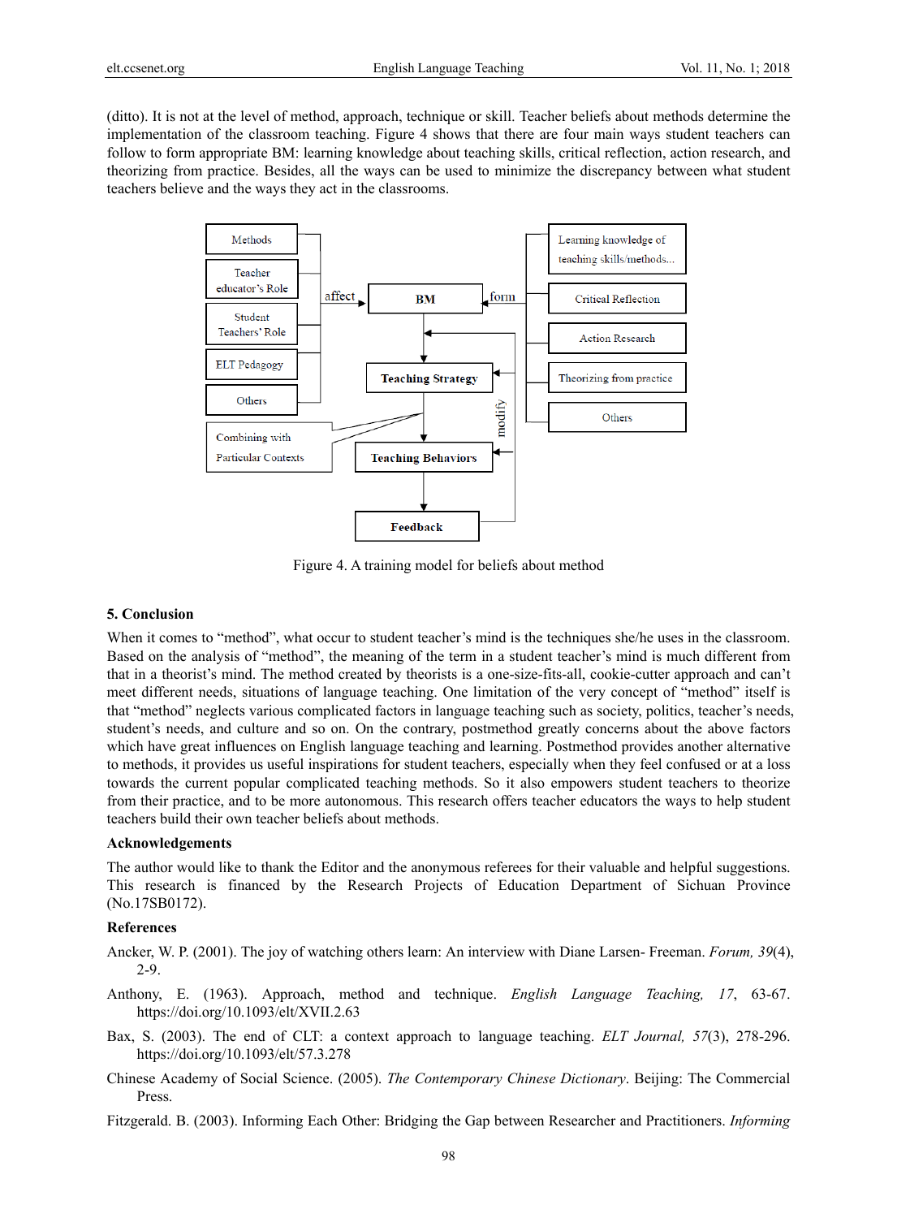(ditto). It is not at the level of method, approach, technique or skill. Teacher beliefs about methods determine the implementation of the classroom teaching. Figure 4 shows that there are four main ways student teachers can follow to form appropriate BM: learning knowledge about teaching skills, critical reflection, action research, and theorizing from practice. Besides, all the ways can be used to minimize the discrepancy between what student teachers believe and the ways they act in the classrooms.

Figure 4. A training model for beliefs about method

### 5. Conclusion

When it comes to "method", what occur to student teacher's mind is the techniques she/he uses in the classroom. Based on the analysis of "method", the meaning of the term in a student teacher's mind is much different from that in a theorist's mind. The method created by theorists is a one-size-fits-all, cookie-cutter approach and can't meet different needs, situations of language teaching. One limitation of the very concept of "method" itself is that "method" neglects various complicated factors in language teaching such as society, politics, teacher's needs, student's needs, and culture and so on. On the contrary, postmethod greatly concerns about the above factors which have great influences on English language teaching and learning. Postmethod provides another alternative to methods, it provides us useful inspirations for student teachers, especially when they feel confused or at a loss towards the current popular complicated teaching methods. So it also empowers student teachers to theorize from their practice, and to be more autonomous. This research offers teacher educators the ways to help student teachers build their own teacher beliefs about methods.

### Acknowledgements

The author would like to thank the Editor and the anonymous referees for their valuable and helpful suggestions. This research is financed by the Research Projects of Education Department of Sichuan Province (No.17SB0172).

### References

Ancker, W. P. (2001). The joy of watching others learn: An interview with Diane Larsen- Freeman. *Forum, 39*(4), 2-9.

Anthony, E. (1963). Approach, method and technique. *English Language Teaching, 17*, 63-67. https://doi.org/10.1093/elt/XVII.2.63

Bax, S. (2003). The end of CLT: a context approach to language teaching. *ELT Journal, 57*(3), 278-296. https://doi.org/10.1093/elt/57.3.278

Chinese Academy of Social Science. (2005). *The Contemporary Chinese Dictionary*. Beijing: The Commercial Press.

Fitzgerald. B. (2003). Informing Each Other: Bridging the Gap between Researcher and Practitioners. *Informing*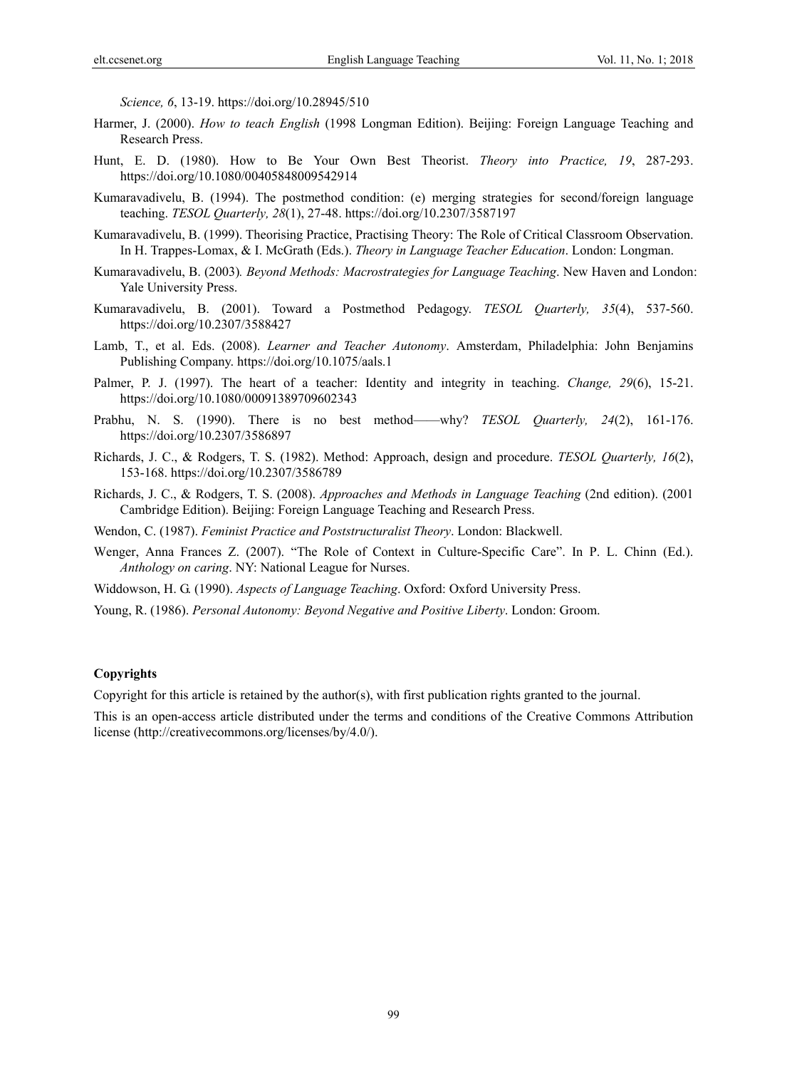*Science, 6*, 13-19. https://doi.org/10.28945/510

Harmer, J. (2000). *How to teach English* (1998 Longman Edition). Beijing: Foreign Language Teaching and Research Press.

Hunt, E. D. (1980). How to Be Your Own Best Theorist. *Theory into Practice, 19*, 287-293. https://doi.org/10.1080/00405848009542914

Kumaravadivelu, B. (1994). The postmethod condition: (e) merging strategies for second/foreign language teaching. *TESOL Quarterly, 28*(1), 27-48. https://doi.org/10.2307/3587197

Kumaravadivelu, B. (1999). Theorising Practice, Practising Theory: The Role of Critical Classroom Observation. In H. Trappes-Lomax, & I. McGrath (Eds.). *Theory in Language Teacher Education*. London: Longman.

Kumaravadivelu, B. (2003). *Beyond Methods: Macrostrategies for Language Teaching*. New Haven and London: Yale University Press.

Kumaravadivelu, B. (2001). Toward a Postmethod Pedagogy. *TESOL Quarterly, 35*(4), 537-560. https://doi.org/10.2307/3588427

Lamb, T., et al. Eds. (2008). *Learner and Teacher Autonomy*. Amsterdam, Philadelphia: John Benjamins Publishing Company. https://doi.org/10.1075/aals.1

Palmer, P. J. (1997). The heart of a teacher: Identity and integrity in teaching. *Change, 29*(6), 15-21. https://doi.org/10.1080/00091389709602343

Prabhu, N. S. (1990). There is no best method——why? *TESOL Quarterly, 24*(2), 161-176. https://doi.org/10.2307/3586897

Richards, J. C., & Rodgers, T. S. (1982). Method: Approach, design and procedure. *TESOL Quarterly, 16*(2), 153-168. https://doi.org/10.2307/3586789

Richards, J. C., & Rodgers, T. S. (2008). *Approaches and Methods in Language Teaching* (2nd edition). (2001 Cambridge Edition). Beijing: Foreign Language Teaching and Research Press.

Wendon, C. (1987). *Feminist Practice and Poststructuralist Theory*. London: Blackwell.

Wenger, Anna Frances Z. (2007). "The Role of Context in Culture-Specific Care". In P. L. Chinn (Ed.). *Anthology on caring*. NY: National League for Nurses.

Widdowson, H. G. (1990). *Aspects of Language Teaching*. Oxford: Oxford University Press.

Young, R. (1986). *Personal Autonomy: Beyond Negative and Positive Liberty*. London: Groom.

**Copyrights**

Copyright for this article is retained by the author(s), with first publication rights granted to the journal.

This is an open-access article distributed under the terms and conditions of the Creative Commons Attribution license (http://creativecommons.org/licenses/by/4.0/).